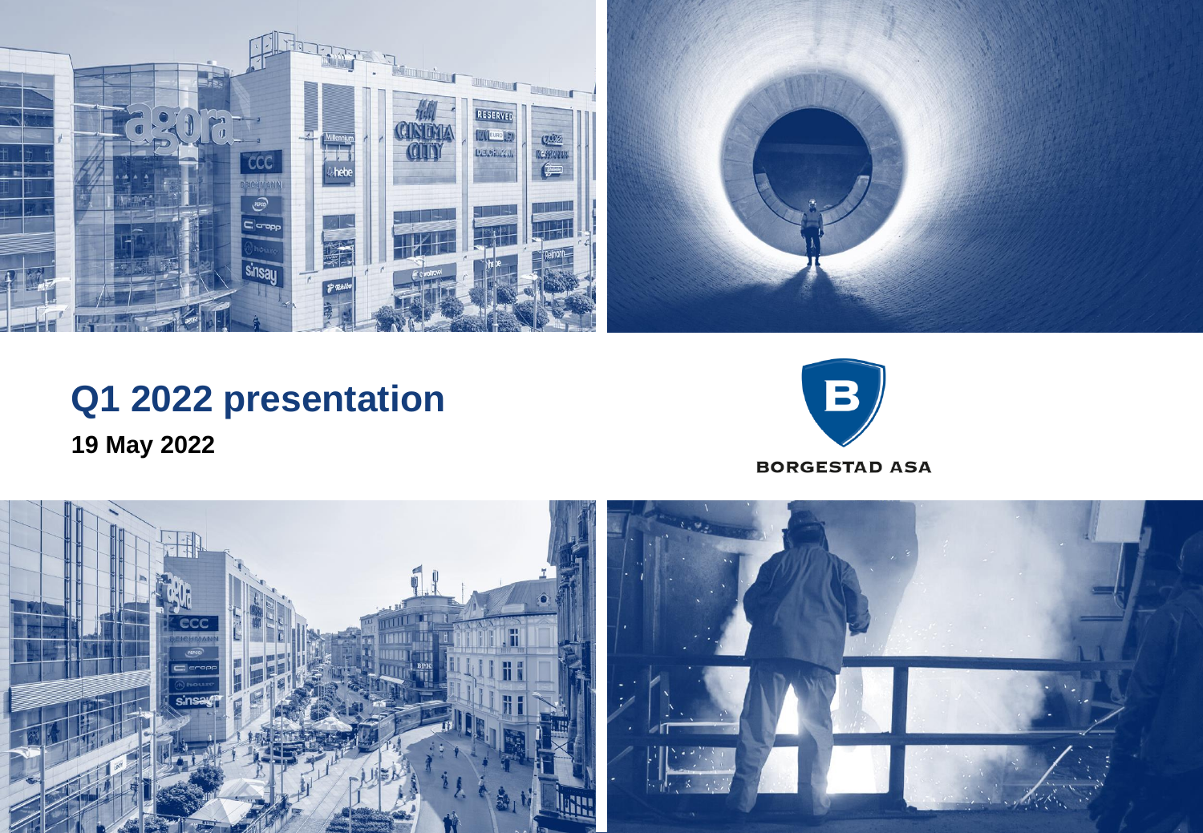# Q1 2022 presentation

**19 May 2022**

BORGESTAD ASA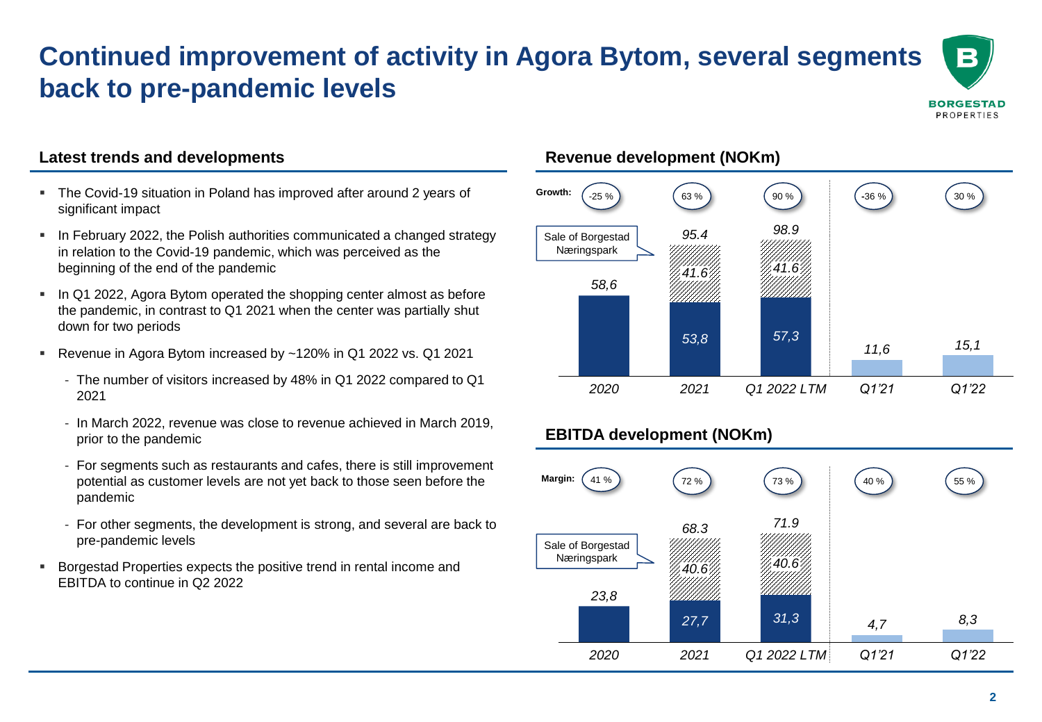# Continued improvement of activity in Agora Bytom, several segments back to pre-pandemic levels

## Latest trends and developments

- The Covid-19 situation in Poland has improved after around 2 years of significant impact
- In February 2022, the Polish authorities communicated a changed strategy in relation to the Covid-19 pandemic, which was perceived as the beginning of the end of the pandemic
- In Q1 2022, Agora Bytom operated the shopping center almost as before the pandemic, in contrast to Q1 2021 when the center was partially shut down for two periods
- Revenue in Agora Bytom increased by ~120% in Q1 2022 vs. Q1 2021
  - The number of visitors increased by 48% in Q1 2022 compared to Q1 2021
  - In March 2022, revenue was close to revenue achieved in March 2019, prior to the pandemic
  - For segments such as restaurants and cafes, there is still improvement potential as customer levels are not yet back to those seen before the pandemic
  - For other segments, the development is strong, and several are back to pre-pandemic levels
- Borgestad Properties expects the positive trend in rental income and EBITDA to continue in Q2 2022

## Revenue development (NOKm)

| | 2020 | 2021 | Q1 2022 LTM | Q1'21 | Q1'22 |
|---|---|---|---|---|---|
| Growth | -25 % | 63 % | 90 % | -36 % | 30 % |
| Revenue | 58,6 | 53,8 | 57,3 | 11,6 | 15,1 |
| Sale of Borgestad Næringspark | | 41.6 | 41.6 | | |
| Total | 58,6 | 95.4 | 98.9 | 11,6 | 15,1 |

## EBITDA development (NOKm)

| | 2020 | 2021 | Q1 2022 LTM | Q1'21 | Q1'22 |
|---|---|---|---|---|---|
| Margin | 41 % | 72 % | 73 % | 40 % | 55 % |
| EBITDA | 23,8 | 27,7 | 31,3 | 4,7 | 8,3 |
| Sale of Borgestad Næringspark | | 40.6 | 40.6 | | |
| Total | 23,8 | 68.3 | 71.9 | 4,7 | 8,3 |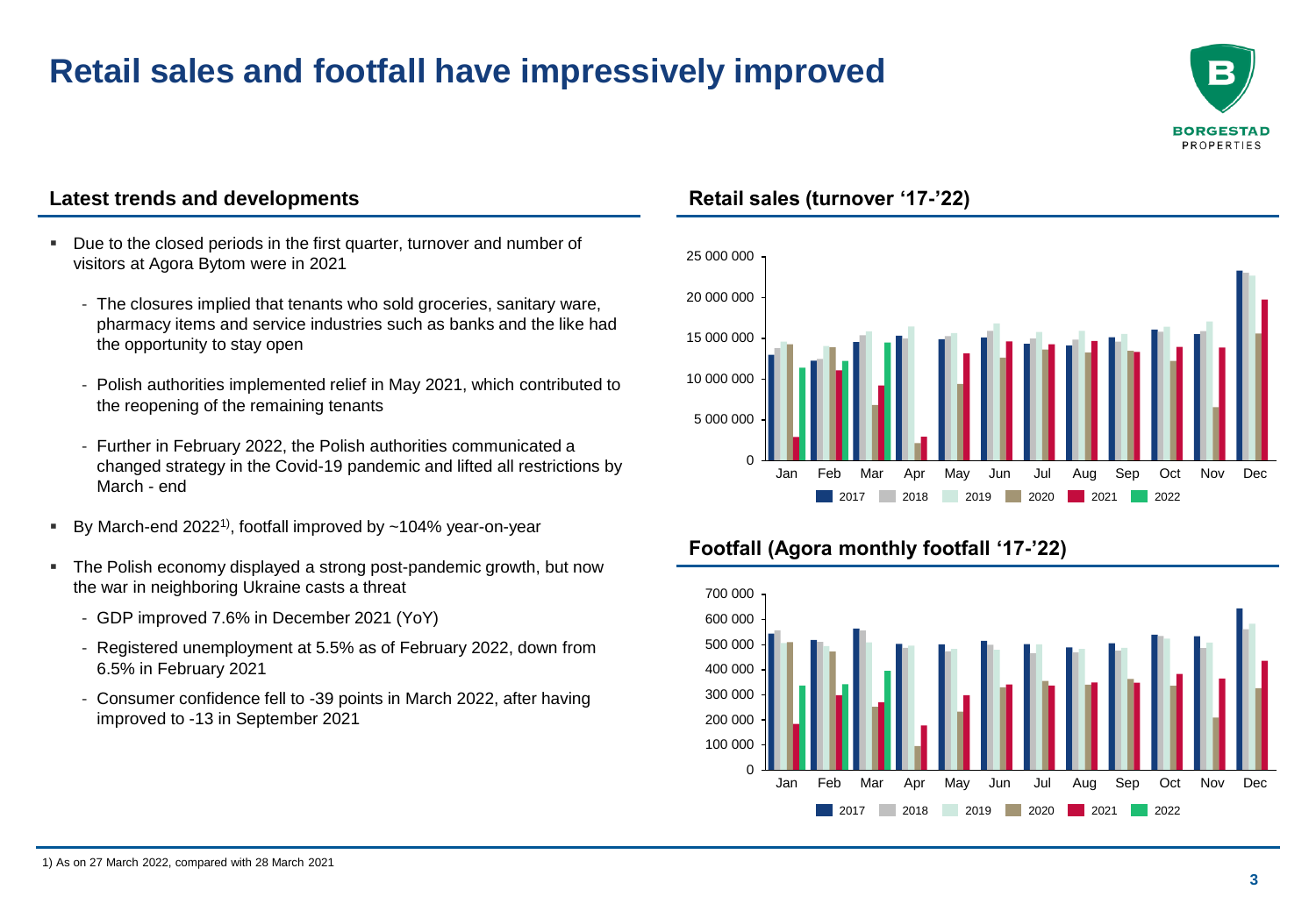# Retail sales and footfall have impressively improved

## Latest trends and developments

- Due to the closed periods in the first quarter, turnover and number of visitors at Agora Bytom were in 2021
  - The closures implied that tenants who sold groceries, sanitary ware, pharmacy items and service industries such as banks and the like had the opportunity to stay open
  - Polish authorities implemented relief in May 2021, which contributed to the reopening of the remaining tenants
  - Further in February 2022, the Polish authorities communicated a changed strategy in the Covid-19 pandemic and lifted all restrictions by March - end
- By March-end 2022[1], footfall improved by ~104% year-on-year
- The Polish economy displayed a strong post-pandemic growth, but now the war in neighboring Ukraine casts a threat
  - GDP improved 7.6% in December 2021 (YoY)
  - Registered unemployment at 5.5% as of February 2022, down from 6.5% in February 2021
  - Consumer confidence fell to -39 points in March 2022, after having improved to -13 in September 2021

## Retail sales (turnover '17-'22)

Y-axis: 0 – 25 000 000. X-axis: Jan – Dec. Series: 2017, 2018, 2019, 2020, 2021, 2022.

## Footfall (Agora monthly footfall '17-'22)

Y-axis: 0 – 700 000. X-axis: Jan – Dec. Series: 2017, 2018, 2019, 2020, 2021, 2022.

1) As on 27 March 2022, compared with 28 March 2021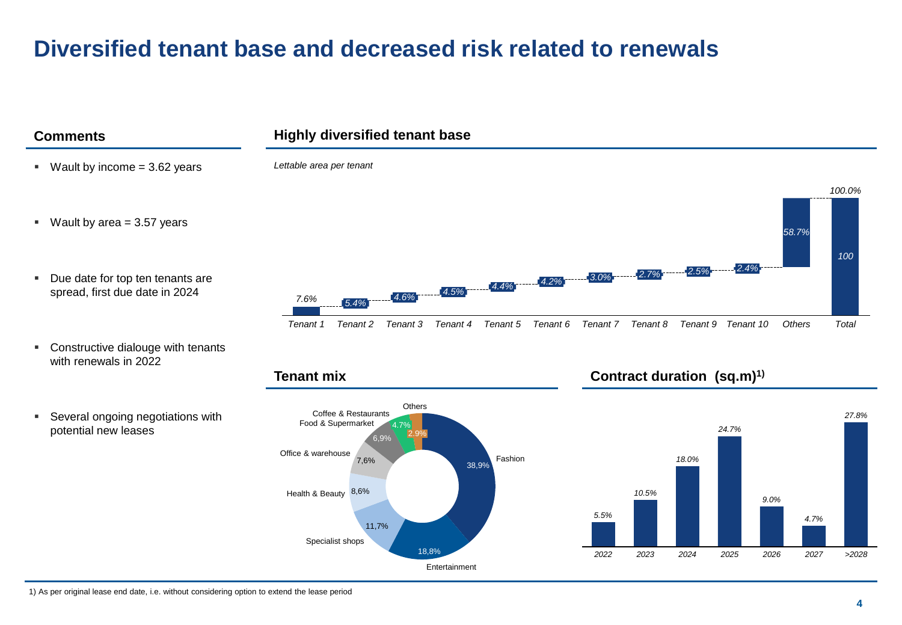# Diversified tenant base and decreased risk related to renewals

## Comments

- Wault by income = 3.62 years
- Wault by area = 3.57 years
- Due date for top ten tenants are spread, first due date in 2024
- Constructive dialouge with tenants with renewals in 2022
- Several ongoing negotiations with potential new leases

## Highly diversified tenant base

*Lettable area per tenant*

| Tenant 1 | Tenant 2 | Tenant 3 | Tenant 4 | Tenant 5 | Tenant 6 | Tenant 7 | Tenant 8 | Tenant 9 | Tenant 10 | Others | Total |
|---|---|---|---|---|---|---|---|---|---|---|---|
| *7.6%* | *5.4%* | *4.6%* | *4.5%* | *4.4%* | *4.2%* | *3.0%* | *2.7%* | *2.5%* | *2.4%* | *58.7%* | *100.0%* |

## Tenant mix

| Category | Share |
|---|---|
| Fashion | 38,9% |
| Entertainment | 18,8% |
| Specialist shops | 11,7% |
| Health & Beauty | 8,6% |
| Office & warehouse | 7,6% |
| Food & Supermarket | 6,9% |
| Coffee & Restaurants | 4.7% |
| Others | 2.9% |

## Contract duration (sq.m)[1)]

| 2022 | 2023 | 2024 | 2025 | 2026 | 2027 | >2028 |
|---|---|---|---|---|---|---|
| *5.5%* | *10.5%* | *18.0%* | *24.7%* | *9.0%* | *4.7%* | *27.8%* |

1) As per original lease end date, i.e. without considering option to extend the lease period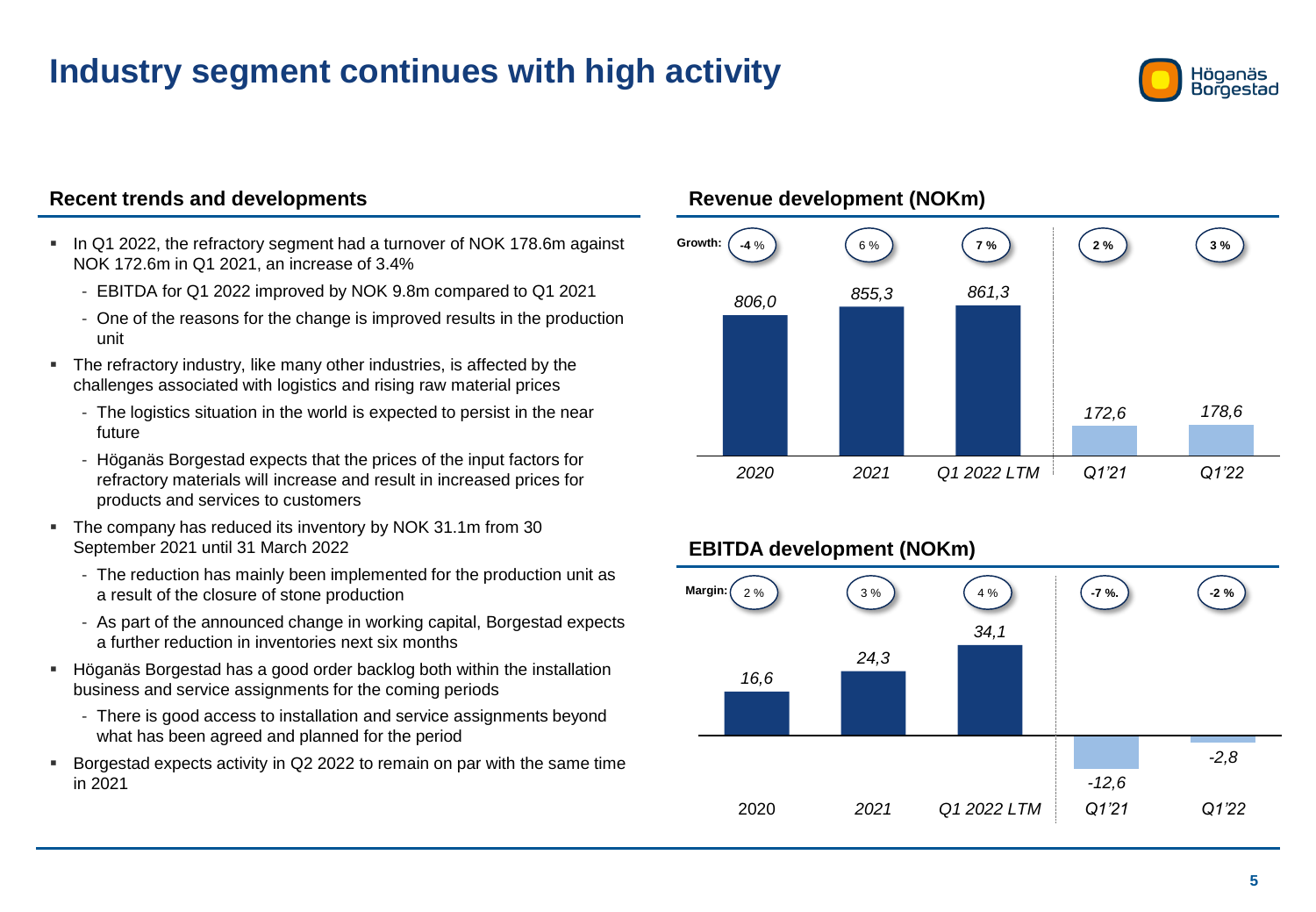# Industry segment continues with high activity

## Recent trends and developments

- In Q1 2022, the refractory segment had a turnover of NOK 178.6m against NOK 172.6m in Q1 2021, an increase of 3.4%
  - EBITDA for Q1 2022 improved by NOK 9.8m compared to Q1 2021
  - One of the reasons for the change is improved results in the production unit
- The refractory industry, like many other industries, is affected by the challenges associated with logistics and rising raw material prices
  - The logistics situation in the world is expected to persist in the near future
  - Höganäs Borgestad expects that the prices of the input factors for refractory materials will increase and result in increased prices for products and services to customers
- The company has reduced its inventory by NOK 31.1m from 30 September 2021 until 31 March 2022
  - The reduction has mainly been implemented for the production unit as a result of the closure of stone production
  - As part of the announced change in working capital, Borgestad expects a further reduction in inventories next six months
- Höganäs Borgestad has a good order backlog both within the installation business and service assignments for the coming periods
  - There is good access to installation and service assignments beyond what has been agreed and planned for the period
- Borgestad expects activity in Q2 2022 to remain on par with the same time in 2021

## Revenue development (NOKm)

| | 2020 | 2021 | Q1 2022 LTM | Q1'21 | Q1'22 |
|---|---|---|---|---|---|
| Growth | -4 % | 6 % | 7 % | 2 % | 3 % |
| Revenue | 806,0 | 855,3 | 861,3 | 172,6 | 178,6 |

## EBITDA development (NOKm)

| | 2020 | 2021 | Q1 2022 LTM | Q1'21 | Q1'22 |
|---|---|---|---|---|---|
| Margin | 2 % | 3 % | 4 % | -7 %. | -2 % |
| EBITDA | 16,6 | 24,3 | 34,1 | -12,6 | -2,8 |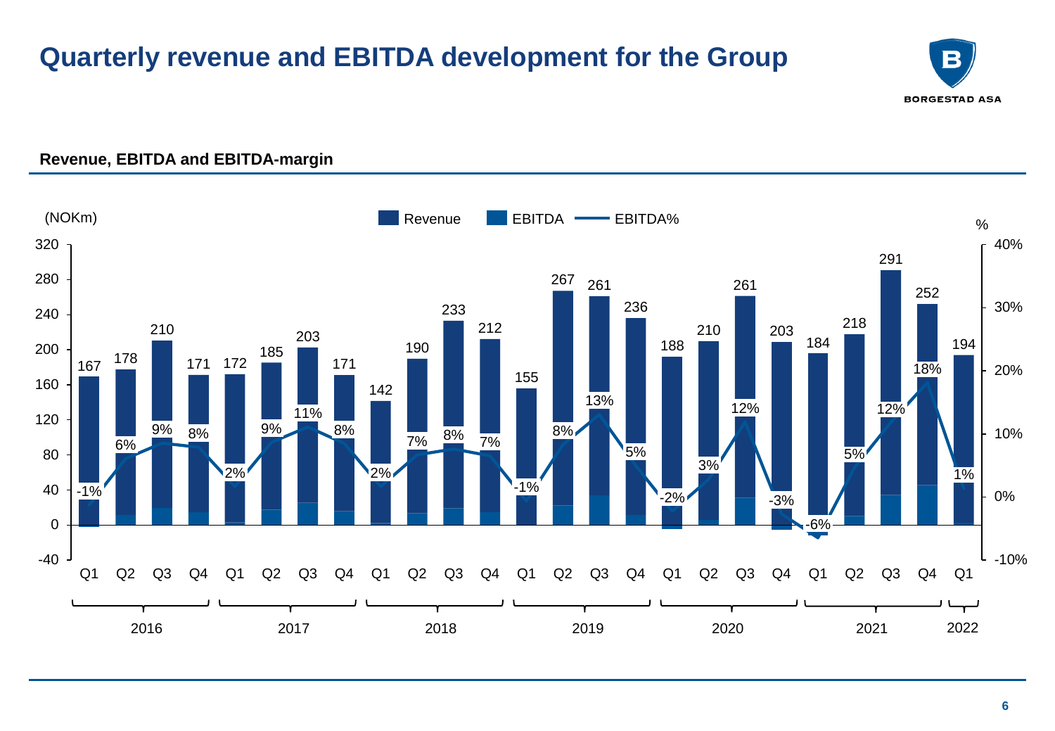# Quarterly revenue and EBITDA development for the Group

**Revenue, EBITDA and EBITDA-margin**

(NOKm)

| Year | Quarter | Revenue | EBITDA% |
|---|---|---|---|
| 2016 | Q1 | 167 | -1% |
| 2016 | Q2 | 178 | 6% |
| 2016 | Q3 | 210 | 9% |
| 2016 | Q4 | 171 | 8% |
| 2017 | Q1 | 172 | 2% |
| 2017 | Q2 | 185 | 9% |
| 2017 | Q3 | 203 | 11% |
| 2017 | Q4 | 171 | 8% |
| 2018 | Q1 | 142 | 2% |
| 2018 | Q2 | 190 | 7% |
| 2018 | Q3 | 233 | 8% |
| 2018 | Q4 | 212 | 7% |
| 2019 | Q1 | 155 | -1% |
| 2019 | Q2 | 267 | 8% |
| 2019 | Q3 | 261 | 13% |
| 2019 | Q4 | 236 | 5% |
| 2020 | Q1 | 188 | -2% |
| 2020 | Q2 | 210 | 3% |
| 2020 | Q3 | 261 | 12% |
| 2020 | Q4 | 203 | -3% |
| 2021 | Q1 | 184 | -6% |
| 2021 | Q2 | 218 | 5% |
| 2021 | Q3 | 291 | 12% |
| 2021 | Q4 | 252 | 18% |
| 2022 | Q1 | 194 | 1% |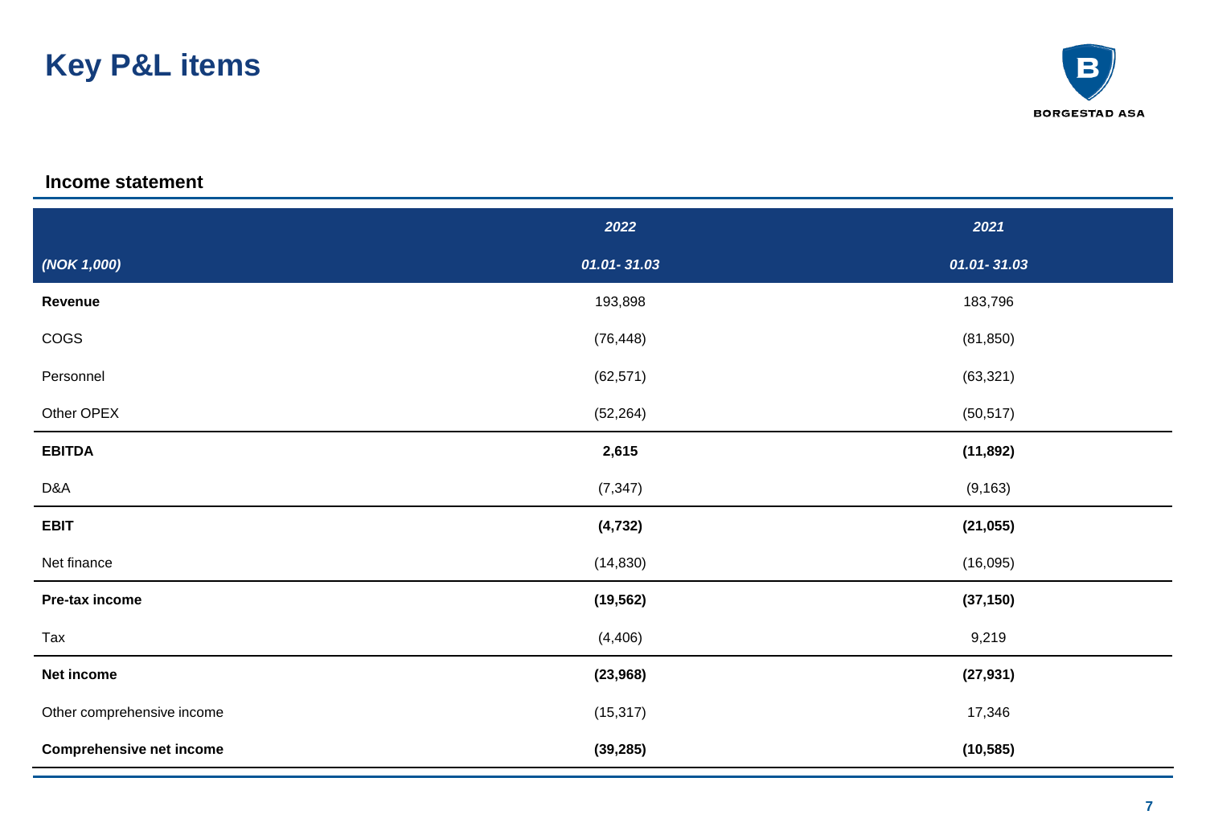# Key P&L items

BORGESTAD ASA

## Income statement

| | *2022* | *2021* |
|---|---|---|
| *(NOK 1,000)* | *01.01- 31.03* | *01.01- 31.03* |
| **Revenue** | 193,898 | 183,796 |
| COGS | (76,448) | (81,850) |
| Personnel | (62,571) | (63,321) |
| Other OPEX | (52,264) | (50,517) |
| **EBITDA** | **2,615** | **(11,892)** |
| D&A | (7,347) | (9,163) |
| **EBIT** | **(4,732)** | **(21,055)** |
| Net finance | (14,830) | (16,095) |
| **Pre-tax income** | **(19,562)** | **(37,150)** |
| Tax | (4,406) | 9,219 |
| **Net income** | **(23,968)** | **(27,931)** |
| Other comprehensive income | (15,317) | 17,346 |
| **Comprehensive net income** | **(39,285)** | **(10,585)** |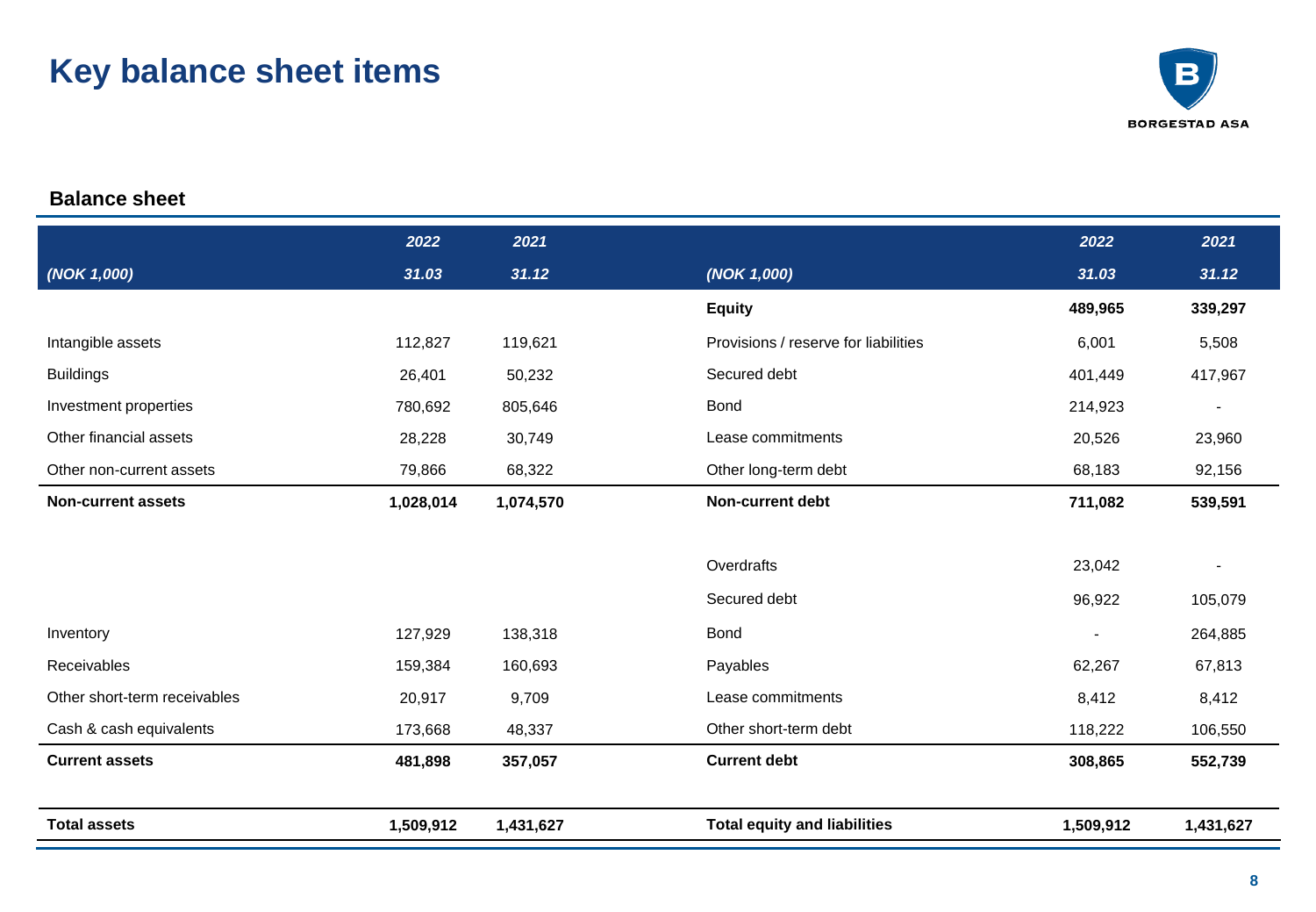# Key balance sheet items

BORGESTAD ASA

## Balance sheet

| | 2022 | 2021 | | 2022 | 2021 |
|---|---|---|---|---|---|
| *(NOK 1,000)* | *31.03* | *31.12* | *(NOK 1,000)* | *31.03* | *31.12* |
| | | | **Equity** | **489,965** | **339,297** |
| Intangible assets | 112,827 | 119,621 | Provisions / reserve for liabilities | 6,001 | 5,508 |
| Buildings | 26,401 | 50,232 | Secured debt | 401,449 | 417,967 |
| Investment properties | 780,692 | 805,646 | Bond | 214,923 | - |
| Other financial assets | 28,228 | 30,749 | Lease commitments | 20,526 | 23,960 |
| Other non-current assets | 79,866 | 68,322 | Other long-term debt | 68,183 | 92,156 |
| **Non-current assets** | **1,028,014** | **1,074,570** | **Non-current debt** | **711,082** | **539,591** |
| | | | Overdrafts | 23,042 | - |
| | | | Secured debt | 96,922 | 105,079 |
| Inventory | 127,929 | 138,318 | Bond | - | 264,885 |
| Receivables | 159,384 | 160,693 | Payables | 62,267 | 67,813 |
| Other short-term receivables | 20,917 | 9,709 | Lease commitments | 8,412 | 8,412 |
| Cash & cash equivalents | 173,668 | 48,337 | Other short-term debt | 118,222 | 106,550 |
| **Current assets** | **481,898** | **357,057** | **Current debt** | **308,865** | **552,739** |
| **Total assets** | **1,509,912** | **1,431,627** | **Total equity and liabilities** | **1,509,912** | **1,431,627** |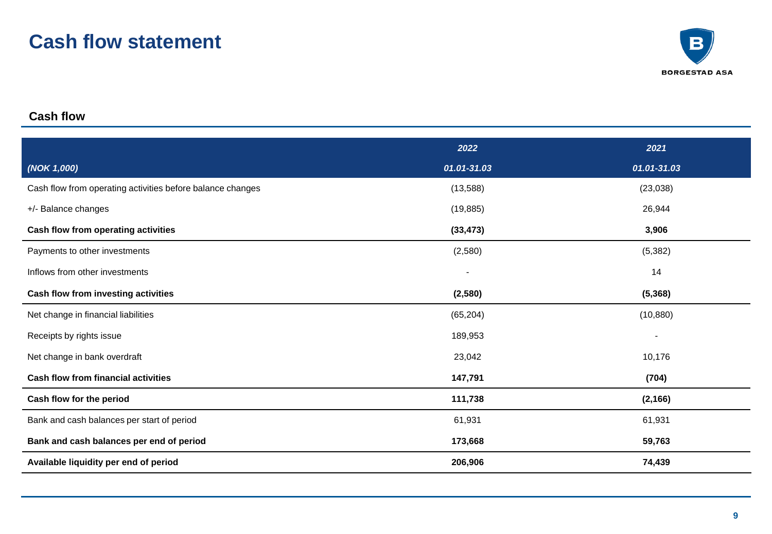# Cash flow statement

BORGESTAD ASA

## Cash flow

| | *2022* | *2021* |
|---|---|---|
| ***(NOK 1,000)*** | ***01.01-31.03*** | ***01.01-31.03*** |
| Cash flow from operating activities before balance changes | (13,588) | (23,038) |
| +/- Balance changes | (19,885) | 26,944 |
| **Cash flow from operating activities** | **(33,473)** | **3,906** |
| Payments to other investments | (2,580) | (5,382) |
| Inflows from other investments | - | 14 |
| **Cash flow from investing activities** | **(2,580)** | **(5,368)** |
| Net change in financial liabilities | (65,204) | (10,880) |
| Receipts by rights issue | 189,953 | - |
| Net change in bank overdraft | 23,042 | 10,176 |
| **Cash flow from financial activities** | **147,791** | **(704)** |
| **Cash flow for the period** | **111,738** | **(2,166)** |
| Bank and cash balances per start of period | 61,931 | 61,931 |
| **Bank and cash balances per end of period** | **173,668** | **59,763** |
| **Available liquidity per end of period** | **206,906** | **74,439** |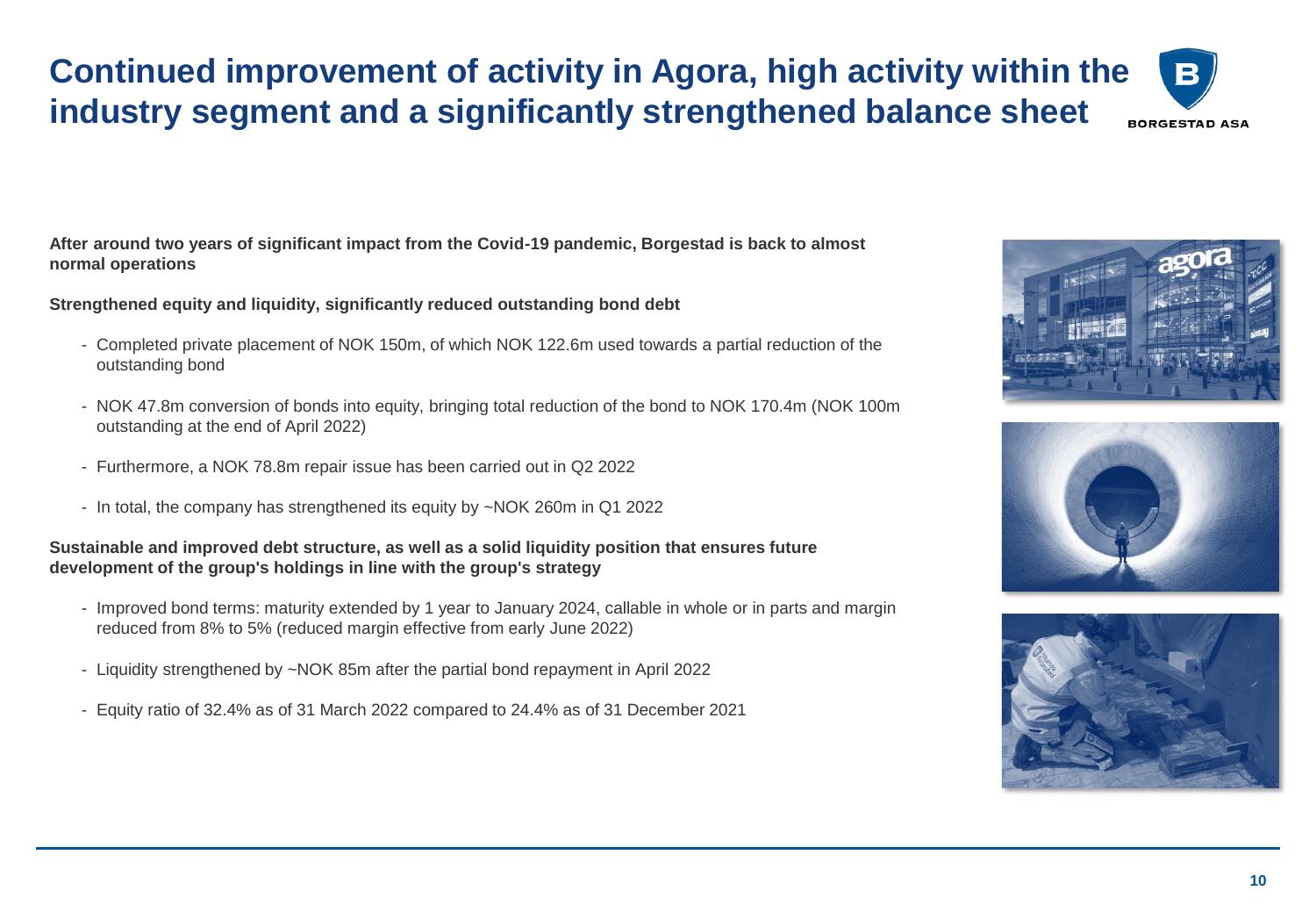# Continued improvement of activity in Agora, high activity within the industry segment and a significantly strengthened balance sheet

**After around two years of significant impact from the Covid-19 pandemic, Borgestad is back to almost normal operations**

**Strengthened equity and liquidity, significantly reduced outstanding bond debt**

- Completed private placement of NOK 150m, of which NOK 122.6m used towards a partial reduction of the outstanding bond
- NOK 47.8m conversion of bonds into equity, bringing total reduction of the bond to NOK 170.4m (NOK 100m outstanding at the end of April 2022)
- Furthermore, a NOK 78.8m repair issue has been carried out in Q2 2022
- In total, the company has strengthened its equity by ~NOK 260m in Q1 2022

**Sustainable and improved debt structure, as well as a solid liquidity position that ensures future development of the group's holdings in line with the group's strategy**

- Improved bond terms: maturity extended by 1 year to January 2024, callable in whole or in parts and margin reduced from 8% to 5% (reduced margin effective from early June 2022)
- Liquidity strengthened by ~NOK 85m after the partial bond repayment in April 2022
- Equity ratio of 32.4% as of 31 March 2022 compared to 24.4% as of 31 December 2021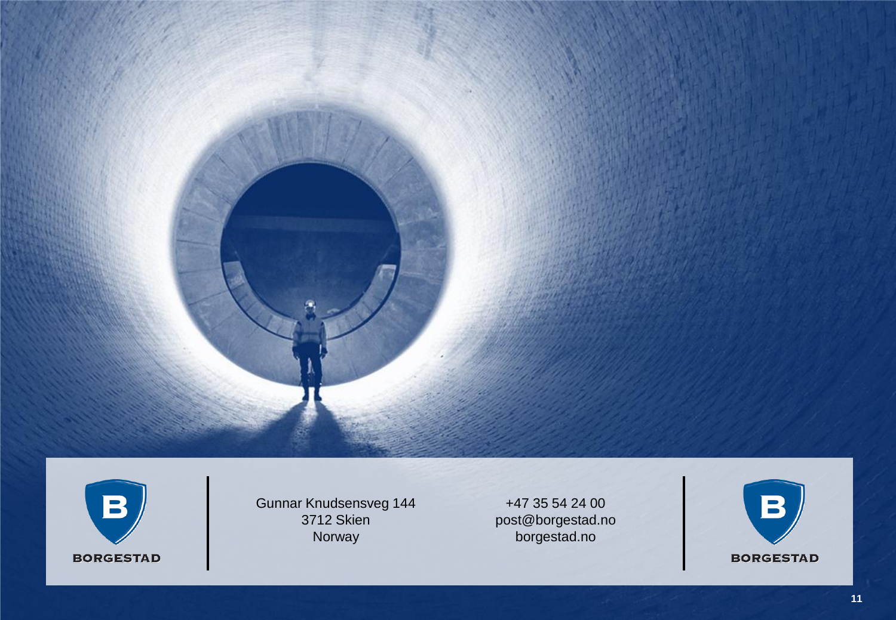BORGESTAD

Gunnar Knudsensveg 144
3712 Skien
Norway

+47 35 54 24 00
post@borgestad.no
borgestad.no

BORGESTAD